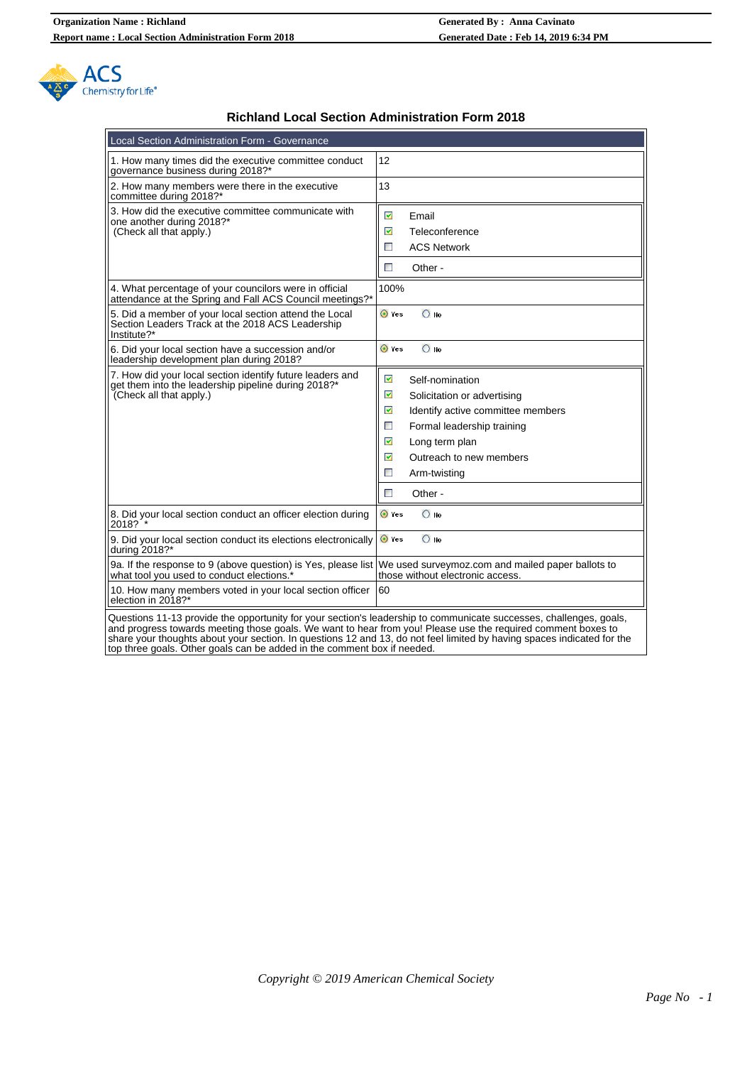Organization Name : Richland
Report name : Local Section Administration Form 2018

Generated By : Anna Cavinato
Generated Date : Feb 14, 2019 6:34 PM

ACS Chemistry for Life®

# Richland Local Section Administration Form 2018

| Local Section Administration Form - Governance | |
|---|---|
| 1. How many times did the executive committee conduct governance business during 2018?* | 12 |
| 2. How many members were there in the executive committee during 2018?* | 13 |
| 3. How did the executive committee communicate with one another during 2018?* (Check all that apply.) | ☑ Email<br>☑ Teleconference<br>☐ ACS Network<br>☐ Other - |
| 4. What percentage of your councilors were in official attendance at the Spring and Fall ACS Council meetings?* | 100% |
| 5. Did a member of your local section attend the Local Section Leaders Track at the 2018 ACS Leadership Institute?* | ◉ Yes ○ No |
| 6. Did your local section have a succession and/or leadership development plan during 2018? | ◉ Yes ○ No |
| 7. How did your local section identify future leaders and get them into the leadership pipeline during 2018?* (Check all that apply.) | ☑ Self-nomination<br>☑ Solicitation or advertising<br>☑ Identify active committee members<br>☐ Formal leadership training<br>☑ Long term plan<br>☑ Outreach to new members<br>☐ Arm-twisting<br>☐ Other - |
| 8. Did your local section conduct an officer election during 2018? * | ◉ Yes ○ No |
| 9. Did your local section conduct its elections electronically during 2018?* | ◉ Yes ○ No |
| 9a. If the response to 9 (above question) is Yes, please list what tool you used to conduct elections.* | We used surveymoz.com and mailed paper ballots to those without electronic access. |
| 10. How many members voted in your local section officer election in 2018?* | 60 |

Questions 11-13 provide the opportunity for your section's leadership to communicate successes, challenges, goals, and progress towards meeting those goals. We want to hear from you! Please use the required comment boxes to share your thoughts about your section. In questions 12 and 13, do not feel limited by having spaces indicated for the top three goals. Other goals can be added in the comment box if needed.

*Copyright © 2019 American Chemical Society*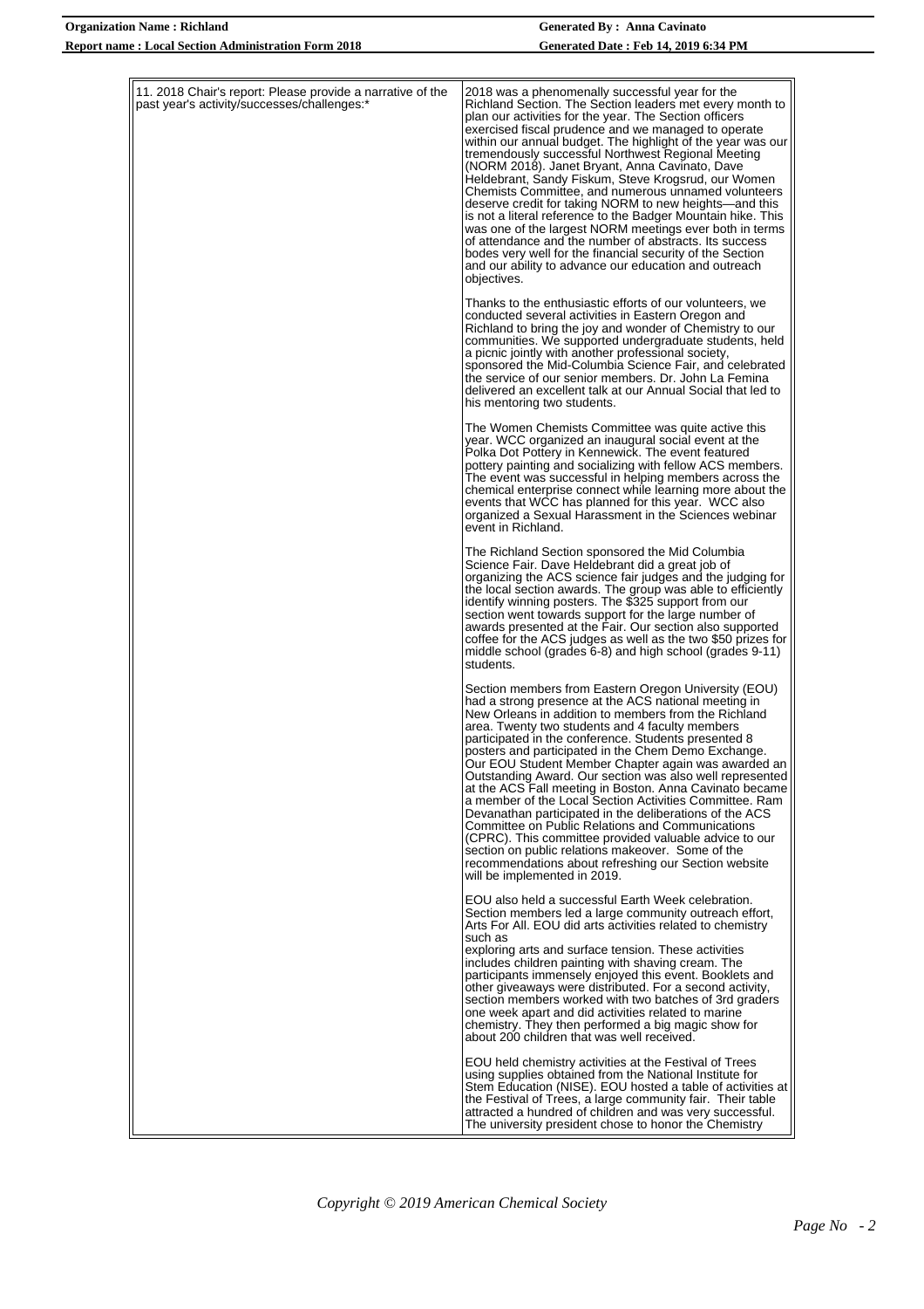| | |
|---|---|
| 11. 2018 Chair's report: Please provide a narrative of the past year's activity/successes/challenges:* | 2018 was a phenomenally successful year for the Richland Section. The Section leaders met every month to plan our activities for the year. The Section officers exercised fiscal prudence and we managed to operate within our annual budget. The highlight of the year was our tremendously successful Northwest Regional Meeting (NORM 2018). Janet Bryant, Anna Cavinato, Dave Heldebrant, Sandy Fiskum, Steve Krogsrud, our Women Chemists Committee, and numerous unnamed volunteers deserve credit for taking NORM to new heights—and this is not a literal reference to the Badger Mountain hike. This was one of the largest NORM meetings ever both in terms of attendance and the number of abstracts. Its success bodes very well for the financial security of the Section and our ability to advance our education and outreach objectives.<br><br>Thanks to the enthusiastic efforts of our volunteers, we conducted several activities in Eastern Oregon and Richland to bring the joy and wonder of Chemistry to our communities. We supported undergraduate students, held a picnic jointly with another professional society, sponsored the Mid-Columbia Science Fair, and celebrated the service of our senior members. Dr. John La Femina delivered an excellent talk at our Annual Social that led to his mentoring two students.<br><br>The Women Chemists Committee was quite active this year. WCC organized an inaugural social event at the Polka Dot Pottery in Kennewick. The event featured pottery painting and socializing with fellow ACS members. The event was successful in helping members across the chemical enterprise connect while learning more about the events that WCC has planned for this year. WCC also organized a Sexual Harassment in the Sciences webinar event in Richland.<br><br>The Richland Section sponsored the Mid Columbia Science Fair. Dave Heldebrant did a great job of organizing the ACS science fair judges and the judging for the local section awards. The group was able to efficiently identify winning posters. The $325 support from our section went towards support for the large number of awards presented at the Fair. Our section also supported coffee for the ACS judges as well as the two $50 prizes for middle school (grades 6-8) and high school (grades 9-11) students.<br><br>Section members from Eastern Oregon University (EOU) had a strong presence at the ACS national meeting in New Orleans in addition to members from the Richland area. Twenty two students and 4 faculty members participated in the conference. Students presented 8 posters and participated in the Chem Demo Exchange. Our EOU Student Member Chapter again was awarded an Outstanding Award. Our section was also well represented at the ACS Fall meeting in Boston. Anna Cavinato became a member of the Local Section Activities Committee. Ram Devanathan participated in the deliberations of the ACS Committee on Public Relations and Communications (CPRC). This committee provided valuable advice to our section on public relations makeover. Some of the recommendations about refreshing our Section website will be implemented in 2019.<br><br>EOU also held a successful Earth Week celebration. Section members led a large community outreach effort, Arts For All. EOU did arts activities related to chemistry such as<br>exploring arts and surface tension. These activities includes children painting with shaving cream. The participants immensely enjoyed this event. Booklets and other giveaways were distributed. For a second activity, section members worked with two batches of 3rd graders one week apart and did activities related to marine chemistry. They then performed a big magic show for about 200 children that was well received.<br><br>EOU held chemistry activities at the Festival of Trees using supplies obtained from the National Institute for Stem Education (NISE). EOU hosted a table of activities at the Festival of Trees, a large community fair. Their table attracted a hundred of children and was very successful. The university president chose to honor the Chemistry |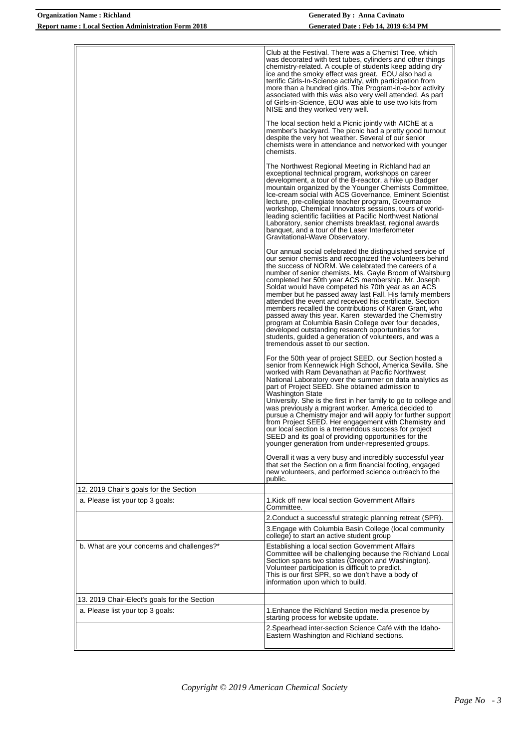| | |
|---|---|
| | Club at the Festival. There was a Chemist Tree, which was decorated with test tubes, cylinders and other things chemistry-related. A couple of students keep adding dry ice and the smoky effect was great. EOU also had a terrific Girls-In-Science activity, with participation from more than a hundred girls. The Program-in-a-box activity associated with this was also very well attended. As part of Girls-in-Science, EOU was able to use two kits from NISE and they worked very well.<br><br>The local section held a Picnic jointly with AIChE at a member's backyard. The picnic had a pretty good turnout despite the very hot weather. Several of our senior chemists were in attendance and networked with younger chemists.<br><br>The Northwest Regional Meeting in Richland had an exceptional technical program, workshops on career development, a tour of the B-reactor, a hike up Badger mountain organized by the Younger Chemists Committee, Ice-cream social with ACS Governance, Eminent Scientist lecture, pre-collegiate teacher program, Governance workshop, Chemical Innovators sessions, tours of world-leading scientific facilities at Pacific Northwest National Laboratory, senior chemists breakfast, regional awards banquet, and a tour of the Laser Interferometer Gravitational-Wave Observatory.<br><br>Our annual social celebrated the distinguished service of our senior chemists and recognized the volunteers behind the success of NORM. We celebrated the careers of a number of senior chemists. Ms. Gayle Broom of Waitsburg completed her 50th year ACS membership. Mr. Joseph Soldat would have competed his 70th year as an ACS member but he passed away last Fall. His family members attended the event and received his certificate. Section members recalled the contributions of Karen Grant, who passed away this year. Karen stewarded the Chemistry program at Columbia Basin College over four decades, developed outstanding research opportunities for students, guided a generation of volunteers, and was a tremendous asset to our section.<br><br>For the 50th year of project SEED, our Section hosted a senior from Kennewick High School, America Sevilla. She worked with Ram Devanathan at Pacific Northwest National Laboratory over the summer on data analytics as part of Project SEED. She obtained admission to Washington State University. She is the first in her family to go to college and was previously a migrant worker. America decided to pursue a Chemistry major and will apply for further support from Project SEED. Her engagement with Chemistry and our local section is a tremendous success for project SEED and its goal of providing opportunities for the younger generation from under-represented groups.<br><br>Overall it was a very busy and incredibly successful year that set the Section on a firm financial footing, engaged new volunteers, and performed science outreach to the public. |
| 12. 2019 Chair's goals for the Section | |
| a. Please list your top 3 goals: | 1.Kick off new local section Government Affairs Committee. |
| | 2.Conduct a successful strategic planning retreat (SPR). |
| | 3.Engage with Columbia Basin College (local community college) to start an active student group |
| b. What are your concerns and challenges?* | Establishing a local section Government Affairs Committee will be challenging because the Richland Local Section spans two states (Oregon and Washington). Volunteer participation is difficult to predict.<br>This is our first SPR, so we don't have a body of information upon which to build. |
| 13. 2019 Chair-Elect's goals for the Section | |
| a. Please list your top 3 goals: | 1.Enhance the Richland Section media presence by starting process for website update. |
| | 2.Spearhead inter-section Science Café with the Idaho-Eastern Washington and Richland sections. |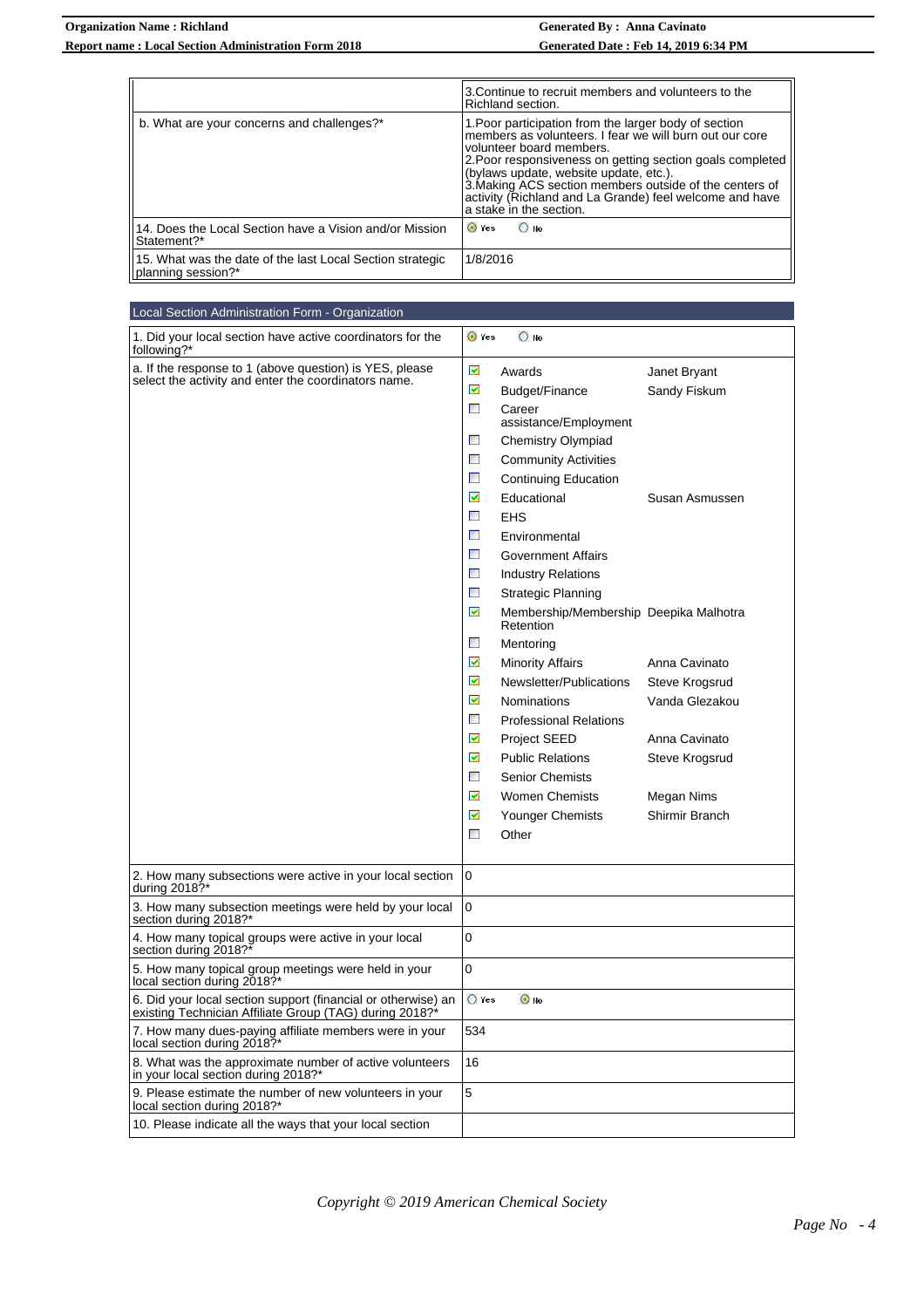| | |
|---|---|
| | 3.Continue to recruit members and volunteers to the Richland section. |
| b. What are your concerns and challenges?* | 1.Poor participation from the larger body of section members as volunteers. I fear we will burn out our core volunteer board members.<br>2.Poor responsiveness on getting section goals completed (bylaws update, website update, etc.).<br>3.Making ACS section members outside of the centers of activity (Richland and La Grande) feel welcome and have a stake in the section. |
| 14. Does the Local Section have a Vision and/or Mission Statement?* | ◉ Yes ○ No |
| 15. What was the date of the last Local Section strategic planning session?* | 1/8/2016 |

## Local Section Administration Form - Organization

| | | | |
|---|---|---|---|
| 1. Did your local section have active coordinators for the following?* | ◉ Yes ○ No | | |
| a. If the response to 1 (above question) is YES, please select the activity and enter the coordinators name. | ☑ | Awards | Janet Bryant |
| | ☑ | Budget/Finance | Sandy Fiskum |
| | ☐ | Career assistance/Employment | |
| | ☐ | Chemistry Olympiad | |
| | ☐ | Community Activities | |
| | ☐ | Continuing Education | |
| | ☑ | Educational | Susan Asmussen |
| | ☐ | EHS | |
| | ☐ | Environmental | |
| | ☐ | Government Affairs | |
| | ☐ | Industry Relations | |
| | ☐ | Strategic Planning | |
| | ☑ | Membership/Membership Retention | Deepika Malhotra |
| | ☐ | Mentoring | |
| | ☑ | Minority Affairs | Anna Cavinato |
| | ☑ | Newsletter/Publications | Steve Krogsrud |
| | ☑ | Nominations | Vanda Glezakou |
| | ☐ | Professional Relations | |
| | ☑ | Project SEED | Anna Cavinato |
| | ☑ | Public Relations | Steve Krogsrud |
| | ☐ | Senior Chemists | |
| | ☑ | Women Chemists | Megan Nims |
| | ☑ | Younger Chemists | Shirmir Branch |
| | ☐ | Other | |
| 2. How many subsections were active in your local section during 2018?* | 0 | | |
| 3. How many subsection meetings were held by your local section during 2018?* | 0 | | |
| 4. How many topical groups were active in your local section during 2018?* | 0 | | |
| 5. How many topical group meetings were held in your local section during 2018?* | 0 | | |
| 6. Did your local section support (financial or otherwise) an existing Technician Affiliate Group (TAG) during 2018?* | ○ Yes ◉ No | | |
| 7. How many dues-paying affiliate members were in your local section during 2018?* | 534 | | |
| 8. What was the approximate number of active volunteers in your local section during 2018?* | 16 | | |
| 9. Please estimate the number of new volunteers in your local section during 2018?* | 5 | | |
| 10. Please indicate all the ways that your local section | | | |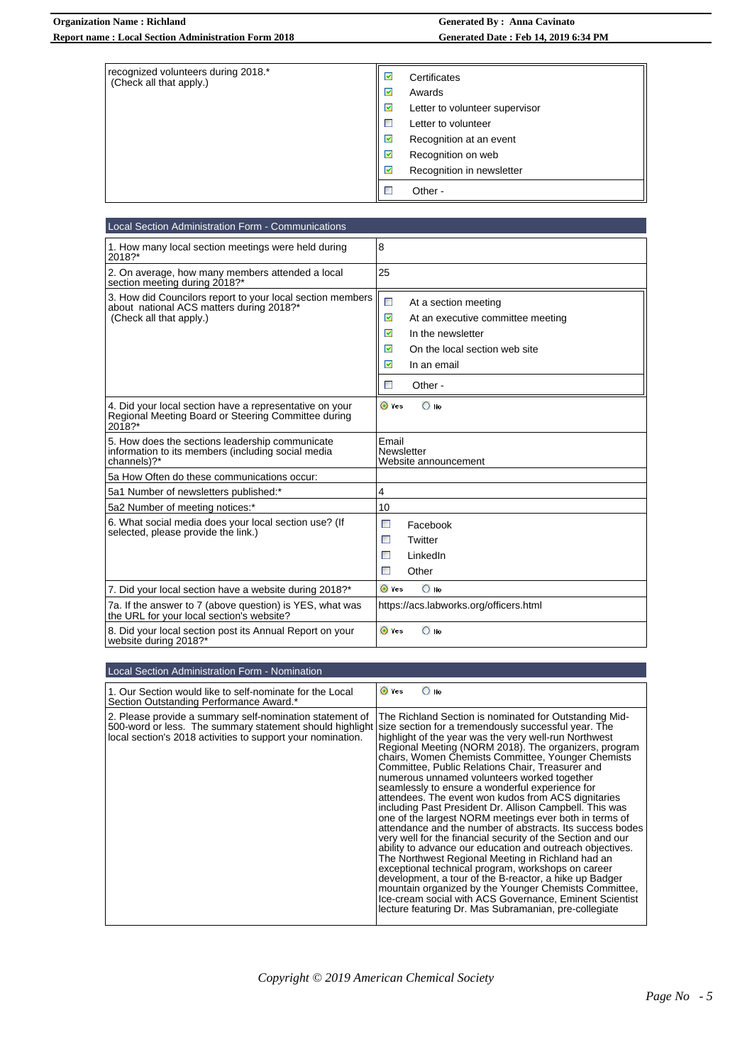| | |
|---|---|
| recognized volunteers during 2018.* (Check all that apply.) | ☑ Certificates<br>☑ Awards<br>☑ Letter to volunteer supervisor<br>☐ Letter to volunteer<br>☑ Recognition at an event<br>☑ Recognition on web<br>☑ Recognition in newsletter<br>☐ Other - |

## Local Section Administration Form - Communications

| | |
|---|---|
| 1. How many local section meetings were held during 2018?* | 8 |
| 2. On average, how many members attended a local section meeting during 2018?* | 25 |
| 3. How did Councilors report to your local section members about national ACS matters during 2018?* (Check all that apply.) | ☐ At a section meeting<br>☑ At an executive committee meeting<br>☑ In the newsletter<br>☑ On the local section web site<br>☑ In an email<br>☐ Other - |
| 4. Did your local section have a representative on your Regional Meeting Board or Steering Committee during 2018?* | ◉ Yes ○ No |
| 5. How does the sections leadership communicate information to its members (including social media channels)?* | Email<br>Newsletter<br>Website announcement |
| 5a How Often do these communications occur: | |
| 5a1 Number of newsletters published:* | 4 |
| 5a2 Number of meeting notices:* | 10 |
| 6. What social media does your local section use? (If selected, please provide the link.) | ☐ Facebook<br>☐ Twitter<br>☐ LinkedIn<br>☐ Other |
| 7. Did your local section have a website during 2018?* | ◉ Yes ○ No |
| 7a. If the answer to 7 (above question) is YES, what was the URL for your local section's website? | https://acs.labworks.org/officers.html |
| 8. Did your local section post its Annual Report on your website during 2018?* | ◉ Yes ○ No |

## Local Section Administration Form - Nomination

| | |
|---|---|
| 1. Our Section would like to self-nominate for the Local Section Outstanding Performance Award.* | ◉ Yes ○ No |
| 2. Please provide a summary self-nomination statement of 500-word or less. The summary statement should highlight local section's 2018 activities to support your nomination. | The Richland Section is nominated for Outstanding Mid-size section for a tremendously successful year. The highlight of the year was the very well-run Northwest Regional Meeting (NORM 2018). The organizers, program chairs, Women Chemists Committee, Younger Chemists Committee, Public Relations Chair, Treasurer and numerous unnamed volunteers worked together seamlessly to ensure a wonderful experience for attendees. The event won kudos from ACS dignitaries including Past President Dr. Allison Campbell. This was one of the largest NORM meetings ever both in terms of attendance and the number of abstracts. Its success bodes very well for the financial security of the Section and our ability to advance our education and outreach objectives. The Northwest Regional Meeting in Richland had an exceptional technical program, workshops on career development, a tour of the B-reactor, a hike up Badger mountain organized by the Younger Chemists Committee, Ice-cream social with ACS Governance, Eminent Scientist lecture featuring Dr. Mas Subramanian, pre-collegiate |

*Copyright © 2019 American Chemical Society*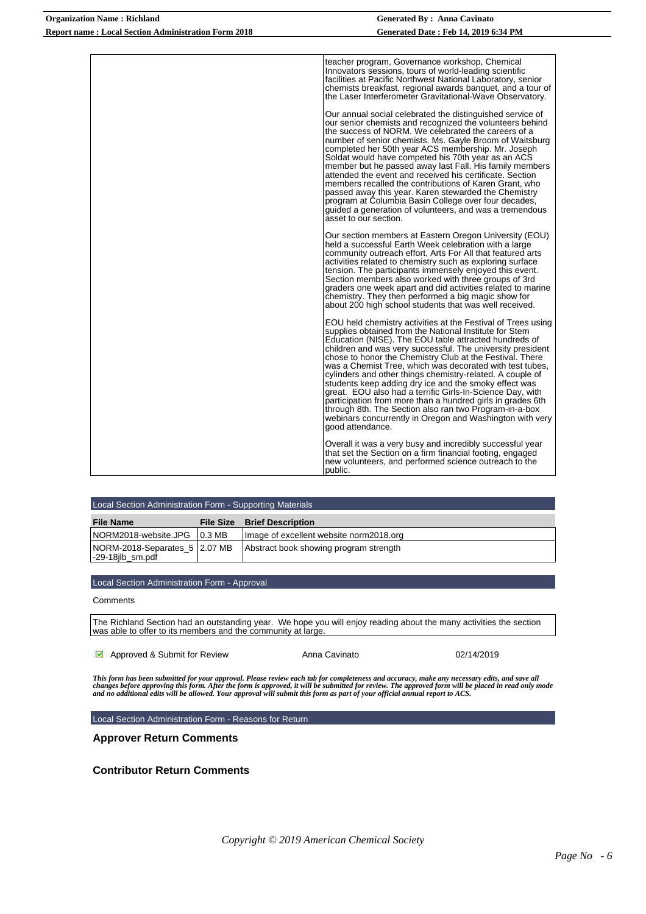| | |
|---|---|
| | teacher program, Governance workshop, Chemical Innovators sessions, tours of world-leading scientific facilities at Pacific Northwest National Laboratory, senior chemists breakfast, regional awards banquet, and a tour of the Laser Interferometer Gravitational-Wave Observatory.<br><br>Our annual social celebrated the distinguished service of our senior chemists and recognized the volunteers behind the success of NORM. We celebrated the careers of a number of senior chemists. Ms. Gayle Broom of Waitsburg completed her 50th year ACS membership. Mr. Joseph Soldat would have competed his 70th year as an ACS member but he passed away last Fall. His family members attended the event and received his certificate. Section members recalled the contributions of Karen Grant, who passed away this year. Karen stewarded the Chemistry program at Columbia Basin College over four decades, guided a generation of volunteers, and was a tremendous asset to our section.<br><br>Our section members at Eastern Oregon University (EOU) held a successful Earth Week celebration with a large community outreach effort, Arts For All that featured arts activities related to chemistry such as exploring surface tension. The participants immensely enjoyed this event. Section members also worked with three groups of 3rd graders one week apart and did activities related to marine chemistry. They then performed a big magic show for about 200 high school students that was well received.<br><br>EOU held chemistry activities at the Festival of Trees using supplies obtained from the National Institute for Stem Education (NISE). The EOU table attracted hundreds of children and was very successful. The university president chose to honor the Chemistry Club at the Festival. There was a Chemist Tree, which was decorated with test tubes, cylinders and other things chemistry-related. A couple of students keep adding dry ice and the smoky effect was great. EOU also had a terrific Girls-In-Science Day, with participation from more than a hundred girls in grades 6th through 8th. The Section also ran two Program-in-a-box webinars concurrently in Oregon and Washington with very good attendance.<br><br>Overall it was a very busy and incredibly successful year that set the Section on a firm financial footing, engaged new volunteers, and performed science outreach to the public. |

## Local Section Administration Form - Supporting Materials

| File Name | File Size | Brief Description |
|---|---|---|
| NORM2018-website.JPG | 0.3 MB | Image of excellent website norm2018.org |
| NORM-2018-Separates_5-29-18jlb_sm.pdf | 2.07 MB | Abstract book showing program strength |

## Local Section Administration Form - Approval

Comments

The Richland Section had an outstanding year. We hope you will enjoy reading about the many activities the section was able to offer to its members and the community at large.

☑ Approved & Submit for Review — Anna Cavinato — 02/14/2019

*This form has been submitted for your approval. Please review each tab for completeness and accuracy, make any necessary edits, and save all changes before approving this form. After the form is approved, it will be submitted for review. The approved form will be placed in read only mode and no additional edits will be allowed. Your approval will submit this form as part of your official annual report to ACS.*

## Local Section Administration Form - Reasons for Return

### Approver Return Comments

### Contributor Return Comments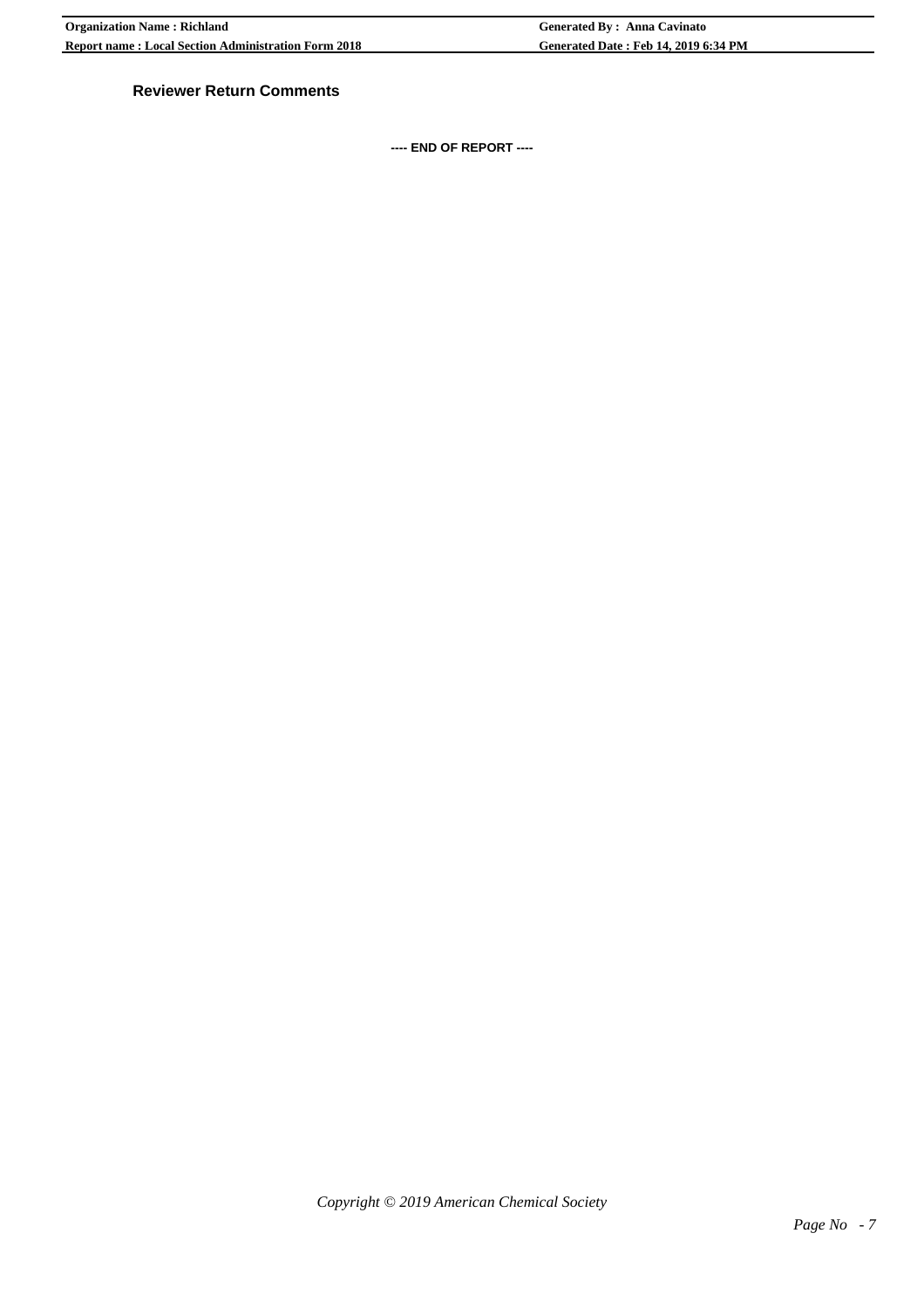### Reviewer Return Comments

**---- END OF REPORT ----**